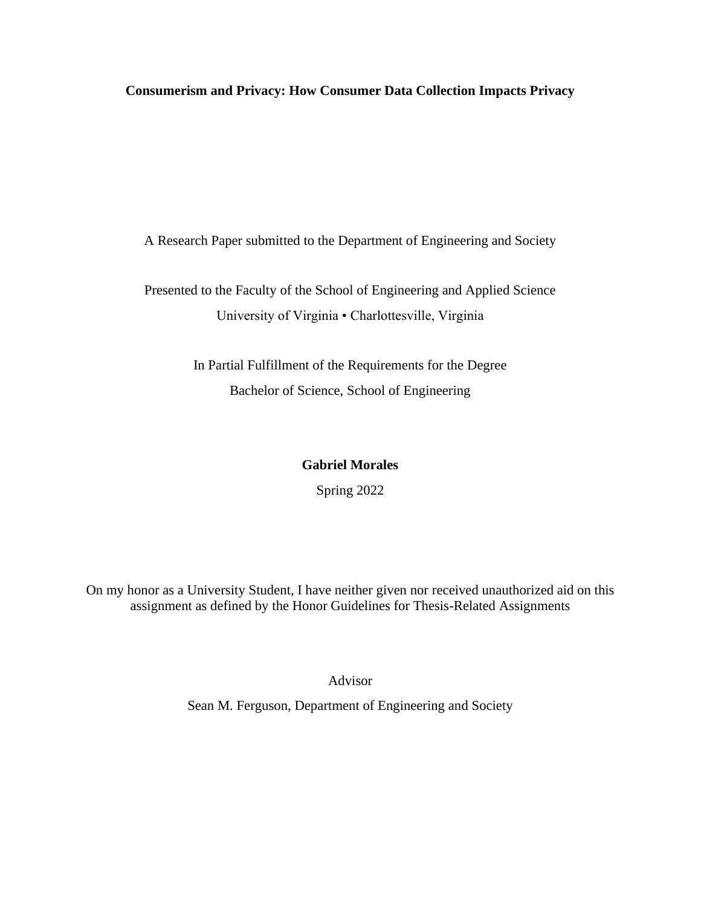**Consumerism and Privacy: How Consumer Data Collection Impacts Privacy**

A Research Paper submitted to the Department of Engineering and Society

Presented to the Faculty of the School of Engineering and Applied Science
University of Virginia • Charlottesville, Virginia

In Partial Fulfillment of the Requirements for the Degree
Bachelor of Science, School of Engineering

**Gabriel Morales**

Spring 2022

On my honor as a University Student, I have neither given nor received unauthorized aid on this assignment as defined by the Honor Guidelines for Thesis-Related Assignments

Advisor

Sean M. Ferguson, Department of Engineering and Society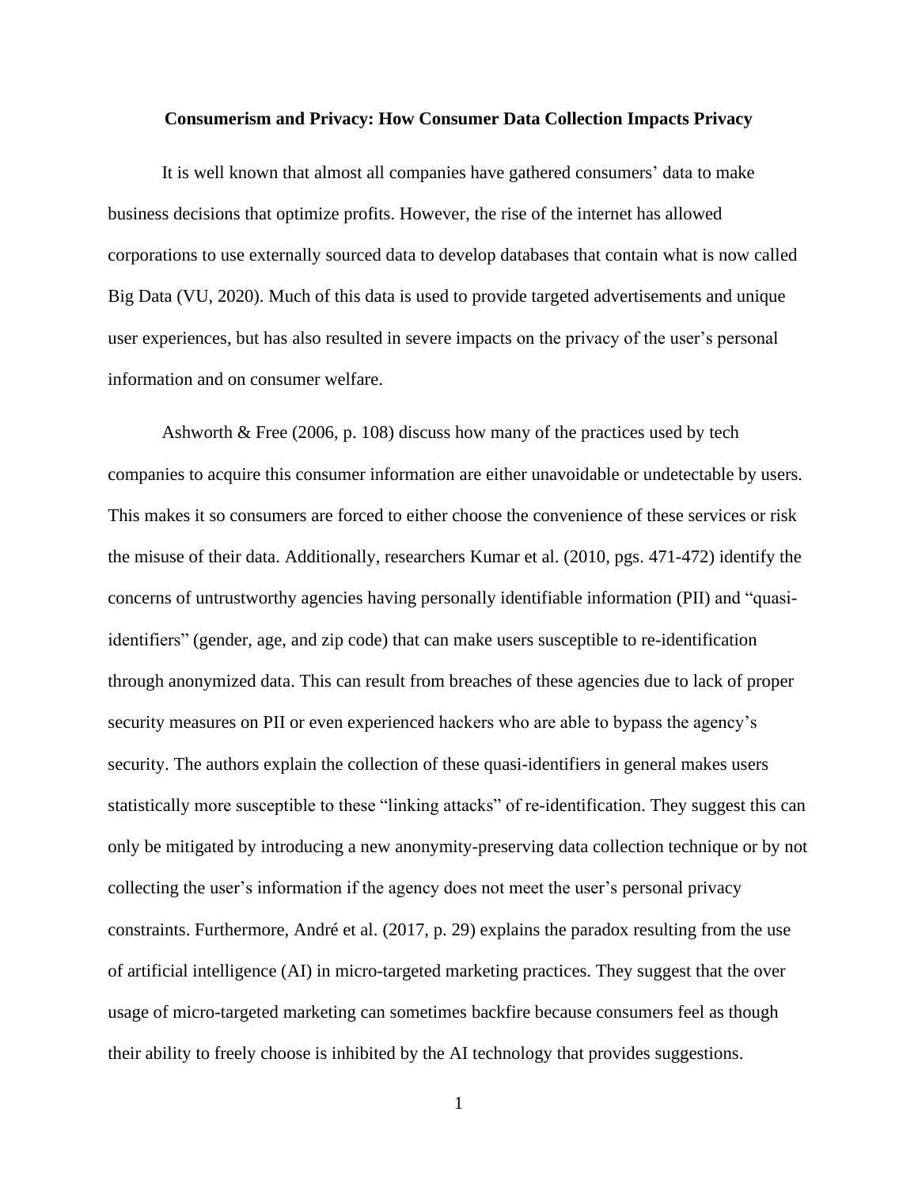**Consumerism and Privacy: How Consumer Data Collection Impacts Privacy**

It is well known that almost all companies have gathered consumers' data to make business decisions that optimize profits. However, the rise of the internet has allowed corporations to use externally sourced data to develop databases that contain what is now called Big Data (VU, 2020). Much of this data is used to provide targeted advertisements and unique user experiences, but has also resulted in severe impacts on the privacy of the user's personal information and on consumer welfare.

Ashworth & Free (2006, p. 108) discuss how many of the practices used by tech companies to acquire this consumer information are either unavoidable or undetectable by users. This makes it so consumers are forced to either choose the convenience of these services or risk the misuse of their data. Additionally, researchers Kumar et al. (2010, pgs. 471-472) identify the concerns of untrustworthy agencies having personally identifiable information (PII) and "quasi-identifiers" (gender, age, and zip code) that can make users susceptible to re-identification through anonymized data. This can result from breaches of these agencies due to lack of proper security measures on PII or even experienced hackers who are able to bypass the agency's security. The authors explain the collection of these quasi-identifiers in general makes users statistically more susceptible to these "linking attacks" of re-identification. They suggest this can only be mitigated by introducing a new anonymity-preserving data collection technique or by not collecting the user's information if the agency does not meet the user's personal privacy constraints. Furthermore, André et al. (2017, p. 29) explains the paradox resulting from the use of artificial intelligence (AI) in micro-targeted marketing practices. They suggest that the over usage of micro-targeted marketing can sometimes backfire because consumers feel as though their ability to freely choose is inhibited by the AI technology that provides suggestions.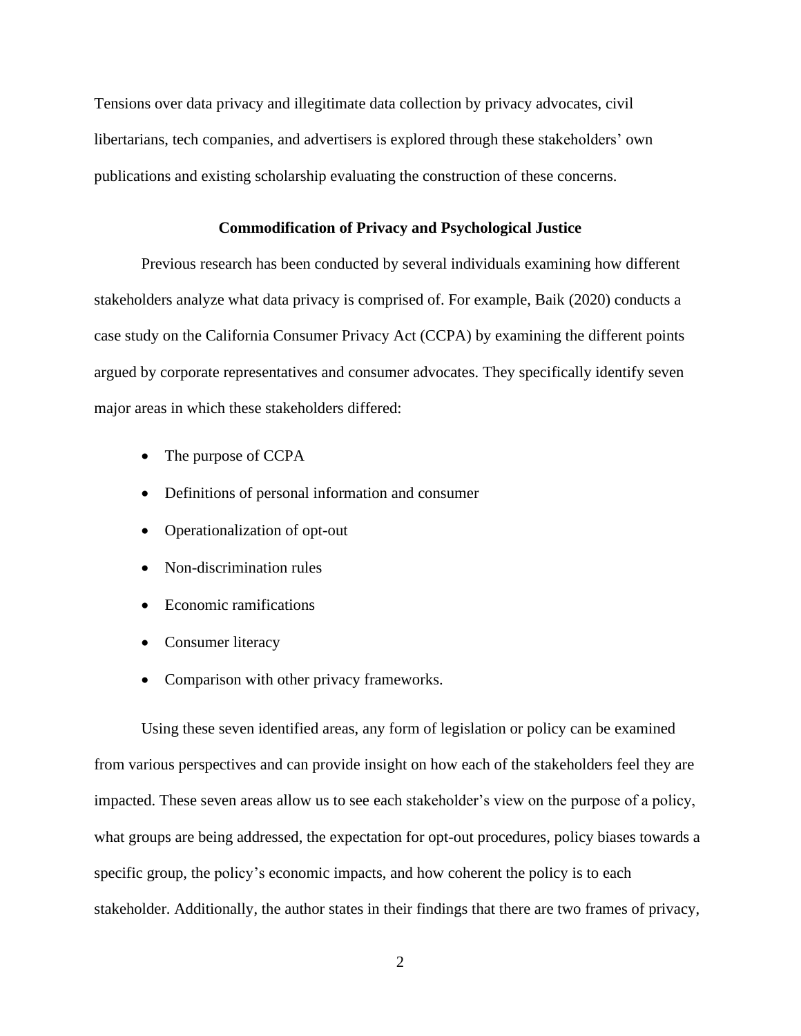Tensions over data privacy and illegitimate data collection by privacy advocates, civil libertarians, tech companies, and advertisers is explored through these stakeholders' own publications and existing scholarship evaluating the construction of these concerns.

## Commodification of Privacy and Psychological Justice

Previous research has been conducted by several individuals examining how different stakeholders analyze what data privacy is comprised of. For example, Baik (2020) conducts a case study on the California Consumer Privacy Act (CCPA) by examining the different points argued by corporate representatives and consumer advocates. They specifically identify seven major areas in which these stakeholders differed:

- The purpose of CCPA
- Definitions of personal information and consumer
- Operationalization of opt-out
- Non-discrimination rules
- Economic ramifications
- Consumer literacy
- Comparison with other privacy frameworks.

Using these seven identified areas, any form of legislation or policy can be examined from various perspectives and can provide insight on how each of the stakeholders feel they are impacted. These seven areas allow us to see each stakeholder's view on the purpose of a policy, what groups are being addressed, the expectation for opt-out procedures, policy biases towards a specific group, the policy's economic impacts, and how coherent the policy is to each stakeholder. Additionally, the author states in their findings that there are two frames of privacy,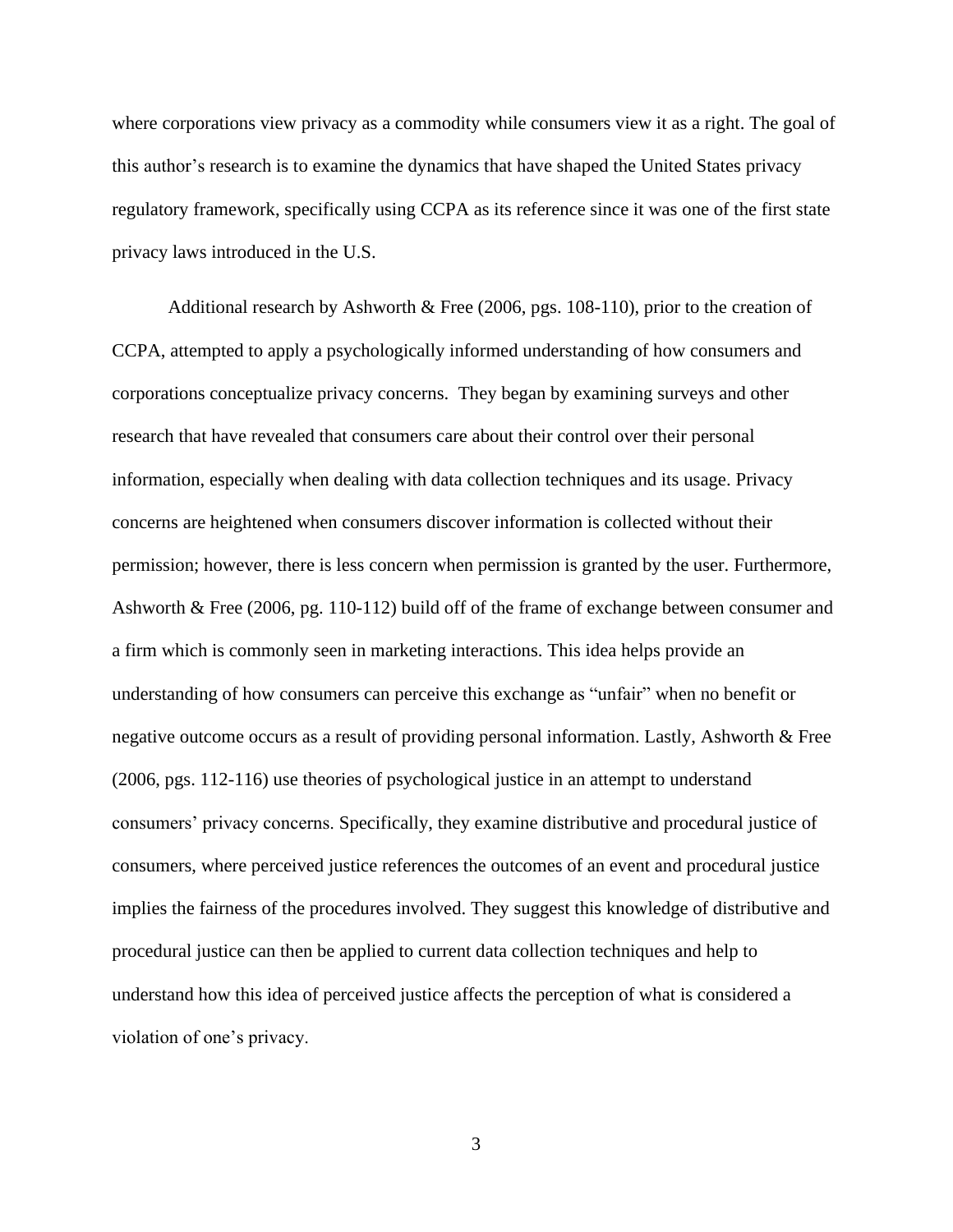where corporations view privacy as a commodity while consumers view it as a right. The goal of this author's research is to examine the dynamics that have shaped the United States privacy regulatory framework, specifically using CCPA as its reference since it was one of the first state privacy laws introduced in the U.S.

Additional research by Ashworth & Free (2006, pgs. 108-110), prior to the creation of CCPA, attempted to apply a psychologically informed understanding of how consumers and corporations conceptualize privacy concerns. They began by examining surveys and other research that have revealed that consumers care about their control over their personal information, especially when dealing with data collection techniques and its usage. Privacy concerns are heightened when consumers discover information is collected without their permission; however, there is less concern when permission is granted by the user. Furthermore, Ashworth & Free (2006, pg. 110-112) build off of the frame of exchange between consumer and a firm which is commonly seen in marketing interactions. This idea helps provide an understanding of how consumers can perceive this exchange as "unfair" when no benefit or negative outcome occurs as a result of providing personal information. Lastly, Ashworth & Free (2006, pgs. 112-116) use theories of psychological justice in an attempt to understand consumers' privacy concerns. Specifically, they examine distributive and procedural justice of consumers, where perceived justice references the outcomes of an event and procedural justice implies the fairness of the procedures involved. They suggest this knowledge of distributive and procedural justice can then be applied to current data collection techniques and help to understand how this idea of perceived justice affects the perception of what is considered a violation of one's privacy.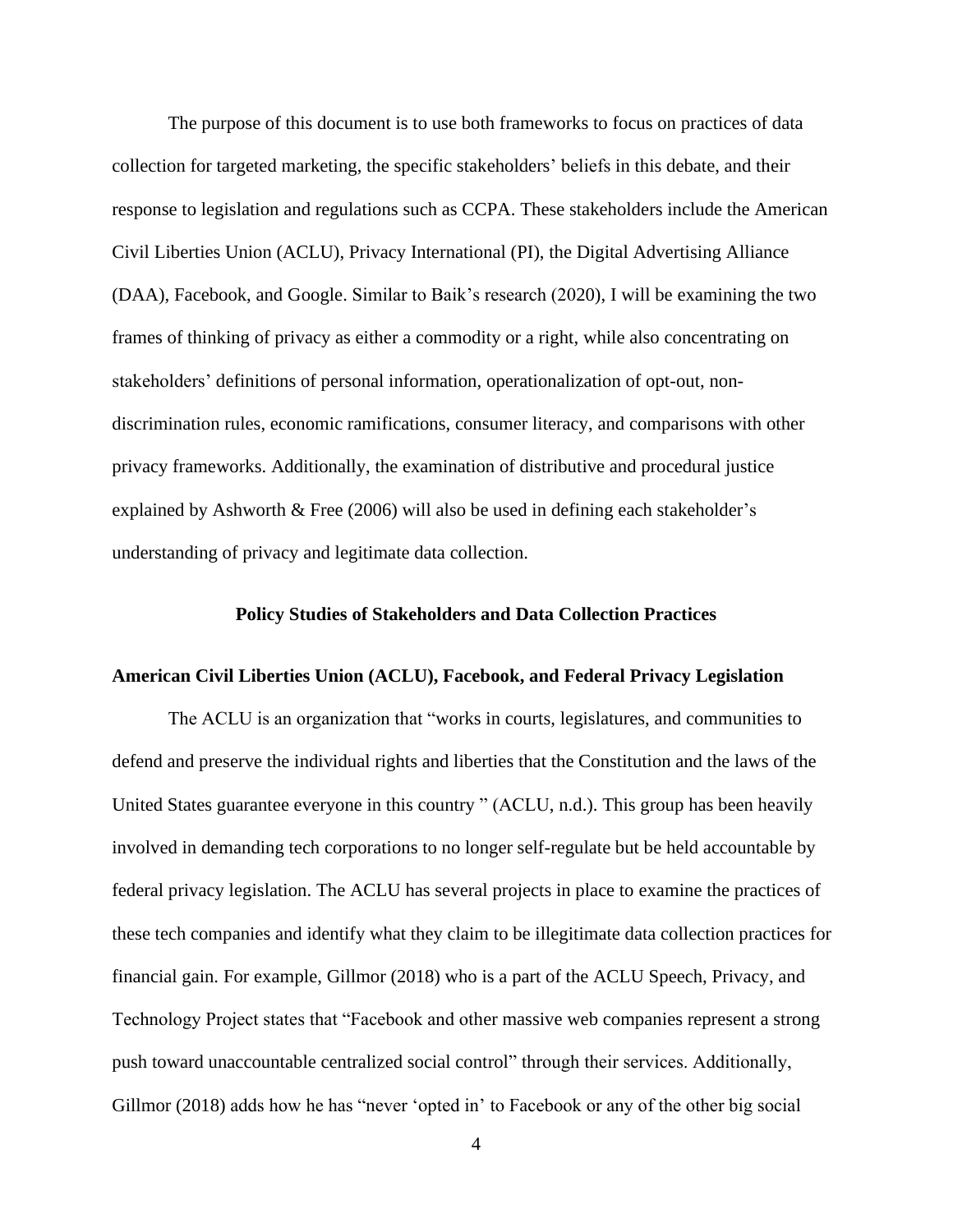The purpose of this document is to use both frameworks to focus on practices of data collection for targeted marketing, the specific stakeholders' beliefs in this debate, and their response to legislation and regulations such as CCPA. These stakeholders include the American Civil Liberties Union (ACLU), Privacy International (PI), the Digital Advertising Alliance (DAA), Facebook, and Google. Similar to Baik's research (2020), I will be examining the two frames of thinking of privacy as either a commodity or a right, while also concentrating on stakeholders' definitions of personal information, operationalization of opt-out, non-discrimination rules, economic ramifications, consumer literacy, and comparisons with other privacy frameworks. Additionally, the examination of distributive and procedural justice explained by Ashworth & Free (2006) will also be used in defining each stakeholder's understanding of privacy and legitimate data collection.

## Policy Studies of Stakeholders and Data Collection Practices

### American Civil Liberties Union (ACLU), Facebook, and Federal Privacy Legislation

The ACLU is an organization that "works in courts, legislatures, and communities to defend and preserve the individual rights and liberties that the Constitution and the laws of the United States guarantee everyone in this country " (ACLU, n.d.). This group has been heavily involved in demanding tech corporations to no longer self-regulate but be held accountable by federal privacy legislation. The ACLU has several projects in place to examine the practices of these tech companies and identify what they claim to be illegitimate data collection practices for financial gain. For example, Gillmor (2018) who is a part of the ACLU Speech, Privacy, and Technology Project states that "Facebook and other massive web companies represent a strong push toward unaccountable centralized social control" through their services. Additionally, Gillmor (2018) adds how he has "never 'opted in' to Facebook or any of the other big social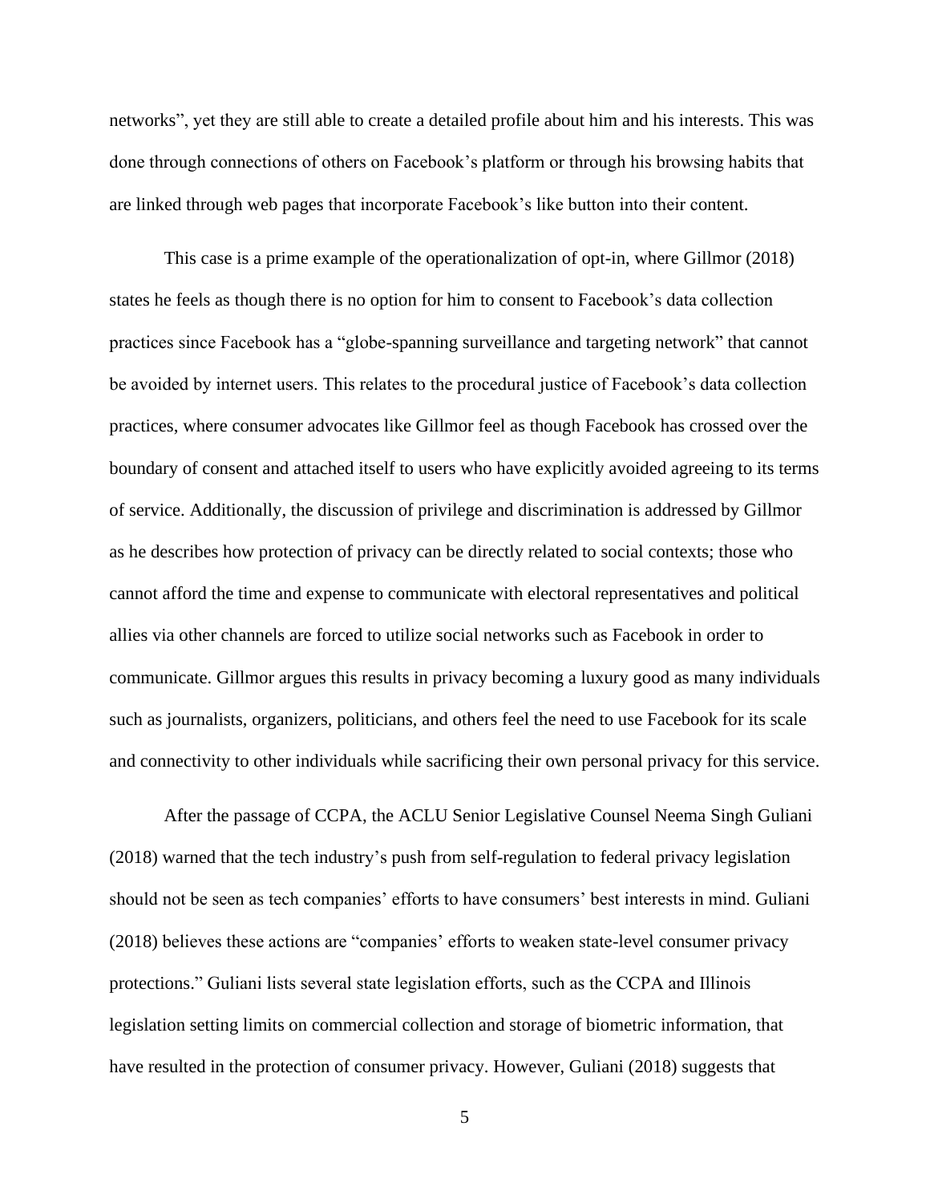networks", yet they are still able to create a detailed profile about him and his interests. This was done through connections of others on Facebook's platform or through his browsing habits that are linked through web pages that incorporate Facebook's like button into their content.

This case is a prime example of the operationalization of opt-in, where Gillmor (2018) states he feels as though there is no option for him to consent to Facebook's data collection practices since Facebook has a "globe-spanning surveillance and targeting network" that cannot be avoided by internet users. This relates to the procedural justice of Facebook's data collection practices, where consumer advocates like Gillmor feel as though Facebook has crossed over the boundary of consent and attached itself to users who have explicitly avoided agreeing to its terms of service. Additionally, the discussion of privilege and discrimination is addressed by Gillmor as he describes how protection of privacy can be directly related to social contexts; those who cannot afford the time and expense to communicate with electoral representatives and political allies via other channels are forced to utilize social networks such as Facebook in order to communicate. Gillmor argues this results in privacy becoming a luxury good as many individuals such as journalists, organizers, politicians, and others feel the need to use Facebook for its scale and connectivity to other individuals while sacrificing their own personal privacy for this service.

After the passage of CCPA, the ACLU Senior Legislative Counsel Neema Singh Guliani (2018) warned that the tech industry's push from self-regulation to federal privacy legislation should not be seen as tech companies' efforts to have consumers' best interests in mind. Guliani (2018) believes these actions are "companies' efforts to weaken state-level consumer privacy protections." Guliani lists several state legislation efforts, such as the CCPA and Illinois legislation setting limits on commercial collection and storage of biometric information, that have resulted in the protection of consumer privacy. However, Guliani (2018) suggests that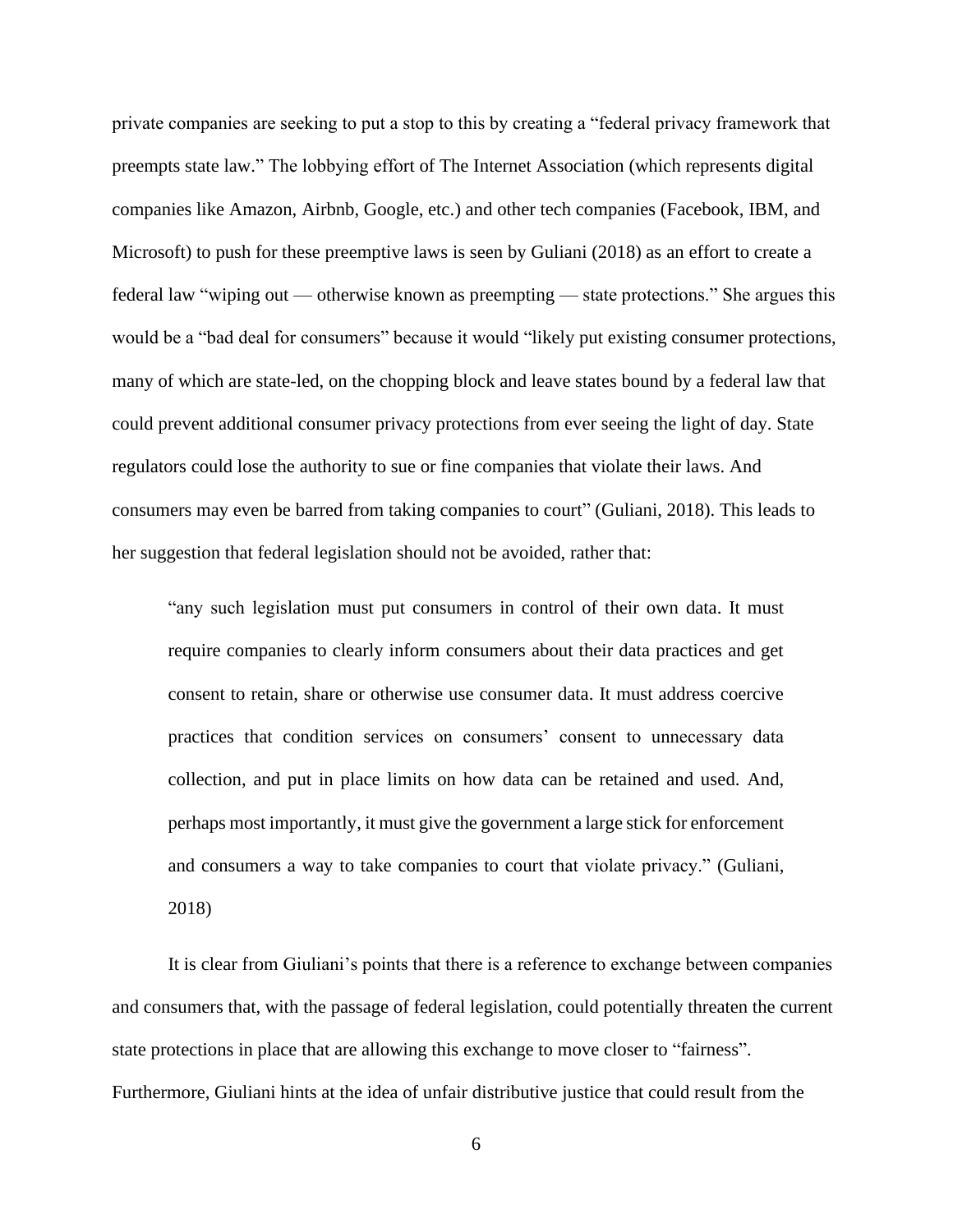private companies are seeking to put a stop to this by creating a "federal privacy framework that preempts state law." The lobbying effort of The Internet Association (which represents digital companies like Amazon, Airbnb, Google, etc.) and other tech companies (Facebook, IBM, and Microsoft) to push for these preemptive laws is seen by Guliani (2018) as an effort to create a federal law "wiping out — otherwise known as preempting — state protections." She argues this would be a "bad deal for consumers" because it would "likely put existing consumer protections, many of which are state-led, on the chopping block and leave states bound by a federal law that could prevent additional consumer privacy protections from ever seeing the light of day. State regulators could lose the authority to sue or fine companies that violate their laws. And consumers may even be barred from taking companies to court" (Guliani, 2018). This leads to her suggestion that federal legislation should not be avoided, rather that:

> "any such legislation must put consumers in control of their own data. It must require companies to clearly inform consumers about their data practices and get consent to retain, share or otherwise use consumer data. It must address coercive practices that condition services on consumers' consent to unnecessary data collection, and put in place limits on how data can be retained and used. And, perhaps most importantly, it must give the government a large stick for enforcement and consumers a way to take companies to court that violate privacy." (Guliani, 2018)

It is clear from Giuliani's points that there is a reference to exchange between companies and consumers that, with the passage of federal legislation, could potentially threaten the current state protections in place that are allowing this exchange to move closer to "fairness". Furthermore, Giuliani hints at the idea of unfair distributive justice that could result from the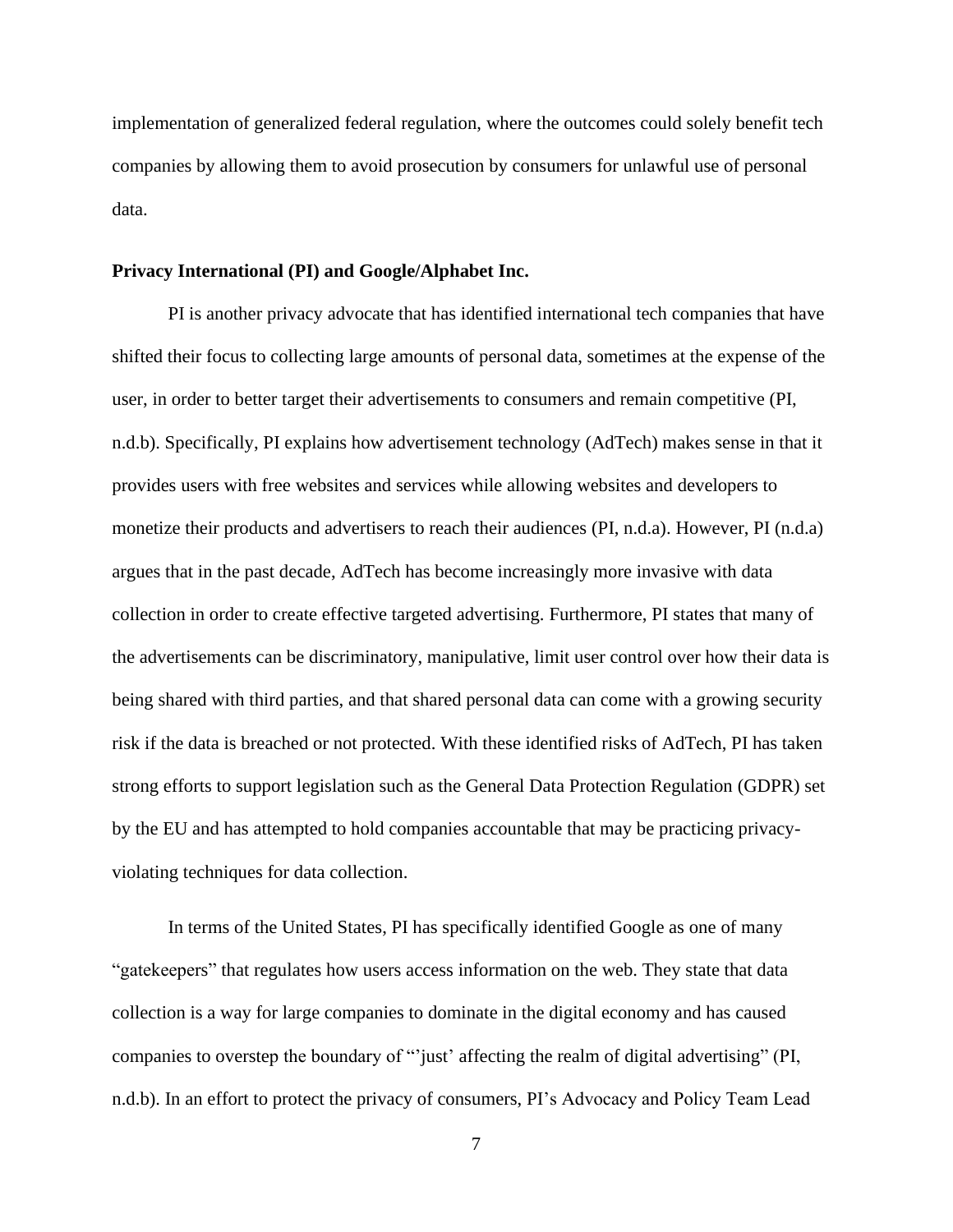implementation of generalized federal regulation, where the outcomes could solely benefit tech companies by allowing them to avoid prosecution by consumers for unlawful use of personal data.

**Privacy International (PI) and Google/Alphabet Inc.**

PI is another privacy advocate that has identified international tech companies that have shifted their focus to collecting large amounts of personal data, sometimes at the expense of the user, in order to better target their advertisements to consumers and remain competitive (PI, n.d.b). Specifically, PI explains how advertisement technology (AdTech) makes sense in that it provides users with free websites and services while allowing websites and developers to monetize their products and advertisers to reach their audiences (PI, n.d.a). However, PI (n.d.a) argues that in the past decade, AdTech has become increasingly more invasive with data collection in order to create effective targeted advertising. Furthermore, PI states that many of the advertisements can be discriminatory, manipulative, limit user control over how their data is being shared with third parties, and that shared personal data can come with a growing security risk if the data is breached or not protected. With these identified risks of AdTech, PI has taken strong efforts to support legislation such as the General Data Protection Regulation (GDPR) set by the EU and has attempted to hold companies accountable that may be practicing privacy-violating techniques for data collection.

In terms of the United States, PI has specifically identified Google as one of many "gatekeepers" that regulates how users access information on the web. They state that data collection is a way for large companies to dominate in the digital economy and has caused companies to overstep the boundary of "'just' affecting the realm of digital advertising" (PI, n.d.b). In an effort to protect the privacy of consumers, PI's Advocacy and Policy Team Lead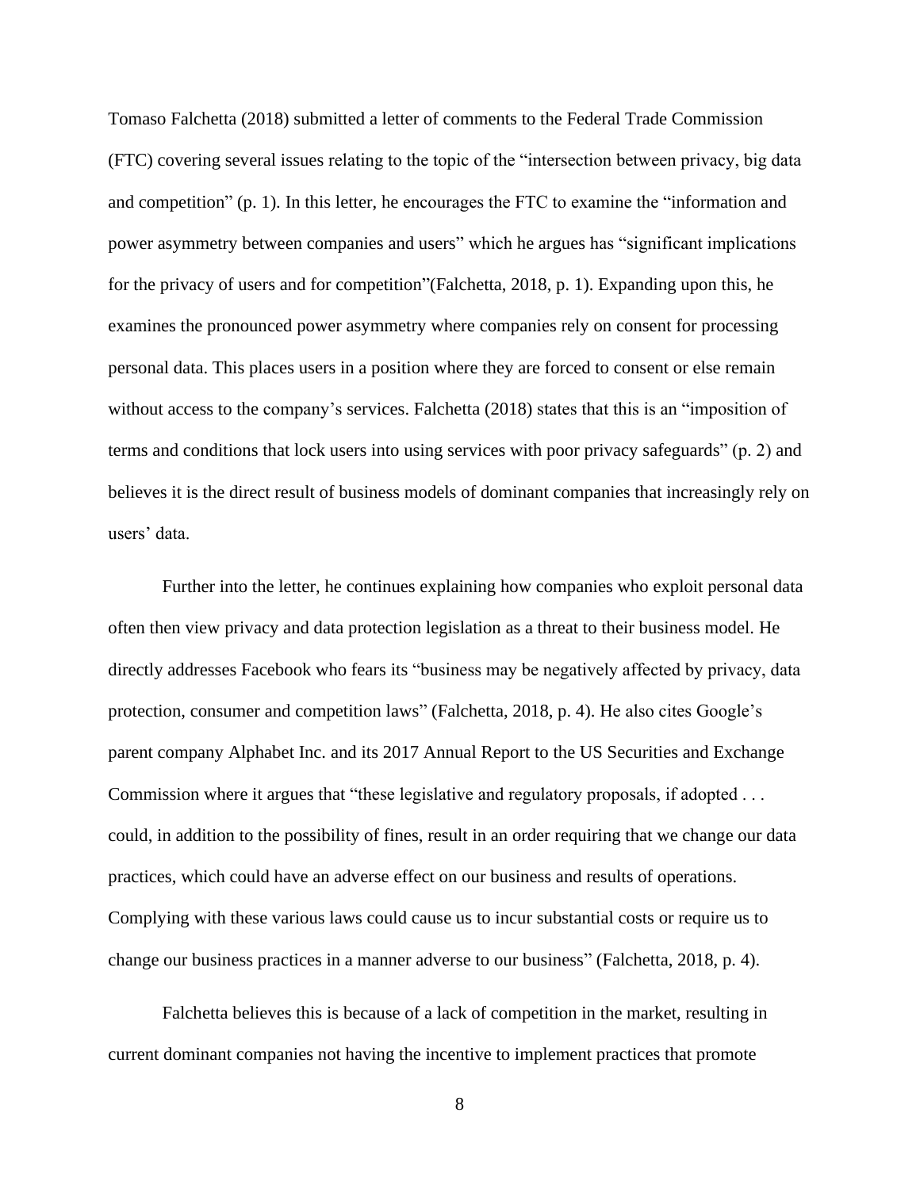Tomaso Falchetta (2018) submitted a letter of comments to the Federal Trade Commission (FTC) covering several issues relating to the topic of the "intersection between privacy, big data and competition" (p. 1). In this letter, he encourages the FTC to examine the "information and power asymmetry between companies and users" which he argues has "significant implications for the privacy of users and for competition"(Falchetta, 2018, p. 1). Expanding upon this, he examines the pronounced power asymmetry where companies rely on consent for processing personal data. This places users in a position where they are forced to consent or else remain without access to the company's services. Falchetta (2018) states that this is an "imposition of terms and conditions that lock users into using services with poor privacy safeguards" (p. 2) and believes it is the direct result of business models of dominant companies that increasingly rely on users' data.

Further into the letter, he continues explaining how companies who exploit personal data often then view privacy and data protection legislation as a threat to their business model. He directly addresses Facebook who fears its "business may be negatively affected by privacy, data protection, consumer and competition laws" (Falchetta, 2018, p. 4). He also cites Google's parent company Alphabet Inc. and its 2017 Annual Report to the US Securities and Exchange Commission where it argues that "these legislative and regulatory proposals, if adopted . . . could, in addition to the possibility of fines, result in an order requiring that we change our data practices, which could have an adverse effect on our business and results of operations. Complying with these various laws could cause us to incur substantial costs or require us to change our business practices in a manner adverse to our business" (Falchetta, 2018, p. 4).

Falchetta believes this is because of a lack of competition in the market, resulting in current dominant companies not having the incentive to implement practices that promote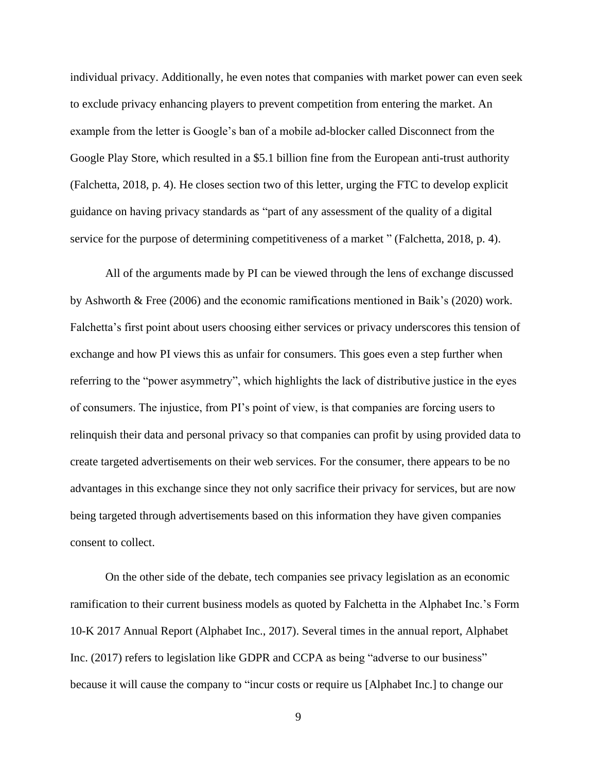individual privacy. Additionally, he even notes that companies with market power can even seek to exclude privacy enhancing players to prevent competition from entering the market. An example from the letter is Google's ban of a mobile ad-blocker called Disconnect from the Google Play Store, which resulted in a $5.1 billion fine from the European anti-trust authority (Falchetta, 2018, p. 4). He closes section two of this letter, urging the FTC to develop explicit guidance on having privacy standards as "part of any assessment of the quality of a digital service for the purpose of determining competitiveness of a market " (Falchetta, 2018, p. 4).

All of the arguments made by PI can be viewed through the lens of exchange discussed by Ashworth & Free (2006) and the economic ramifications mentioned in Baik's (2020) work. Falchetta's first point about users choosing either services or privacy underscores this tension of exchange and how PI views this as unfair for consumers. This goes even a step further when referring to the "power asymmetry", which highlights the lack of distributive justice in the eyes of consumers. The injustice, from PI's point of view, is that companies are forcing users to relinquish their data and personal privacy so that companies can profit by using provided data to create targeted advertisements on their web services. For the consumer, there appears to be no advantages in this exchange since they not only sacrifice their privacy for services, but are now being targeted through advertisements based on this information they have given companies consent to collect.

On the other side of the debate, tech companies see privacy legislation as an economic ramification to their current business models as quoted by Falchetta in the Alphabet Inc.'s Form 10-K 2017 Annual Report (Alphabet Inc., 2017). Several times in the annual report, Alphabet Inc. (2017) refers to legislation like GDPR and CCPA as being "adverse to our business" because it will cause the company to "incur costs or require us [Alphabet Inc.] to change our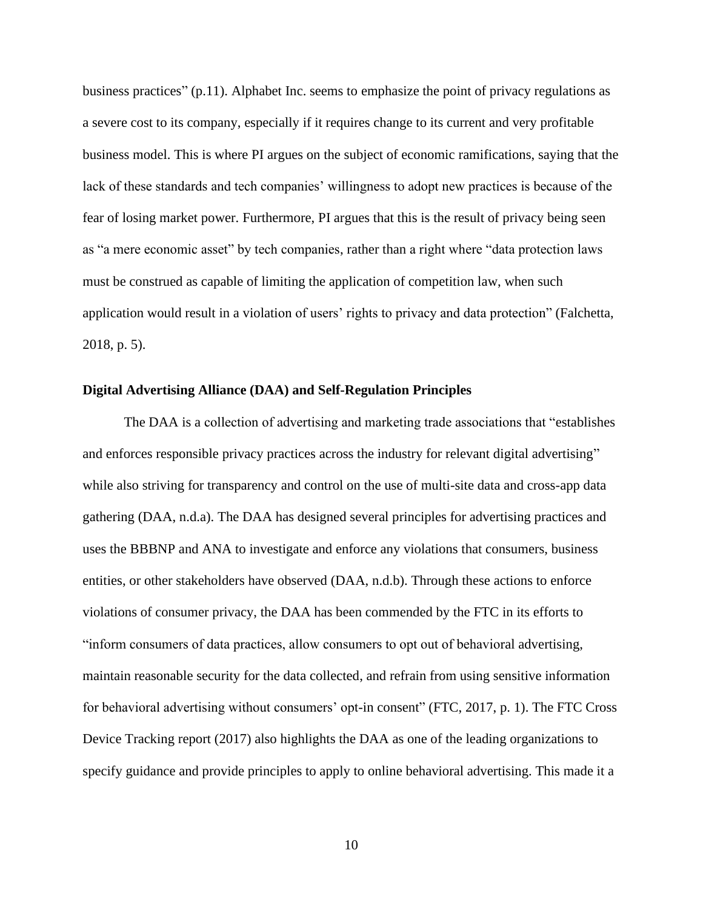business practices" (p.11). Alphabet Inc. seems to emphasize the point of privacy regulations as a severe cost to its company, especially if it requires change to its current and very profitable business model. This is where PI argues on the subject of economic ramifications, saying that the lack of these standards and tech companies' willingness to adopt new practices is because of the fear of losing market power. Furthermore, PI argues that this is the result of privacy being seen as "a mere economic asset" by tech companies, rather than a right where "data protection laws must be construed as capable of limiting the application of competition law, when such application would result in a violation of users' rights to privacy and data protection" (Falchetta, 2018, p. 5).

### Digital Advertising Alliance (DAA) and Self-Regulation Principles

The DAA is a collection of advertising and marketing trade associations that "establishes and enforces responsible privacy practices across the industry for relevant digital advertising" while also striving for transparency and control on the use of multi-site data and cross-app data gathering (DAA, n.d.a). The DAA has designed several principles for advertising practices and uses the BBBNP and ANA to investigate and enforce any violations that consumers, business entities, or other stakeholders have observed (DAA, n.d.b). Through these actions to enforce violations of consumer privacy, the DAA has been commended by the FTC in its efforts to "inform consumers of data practices, allow consumers to opt out of behavioral advertising, maintain reasonable security for the data collected, and refrain from using sensitive information for behavioral advertising without consumers' opt-in consent" (FTC, 2017, p. 1). The FTC Cross Device Tracking report (2017) also highlights the DAA as one of the leading organizations to specify guidance and provide principles to apply to online behavioral advertising. This made it a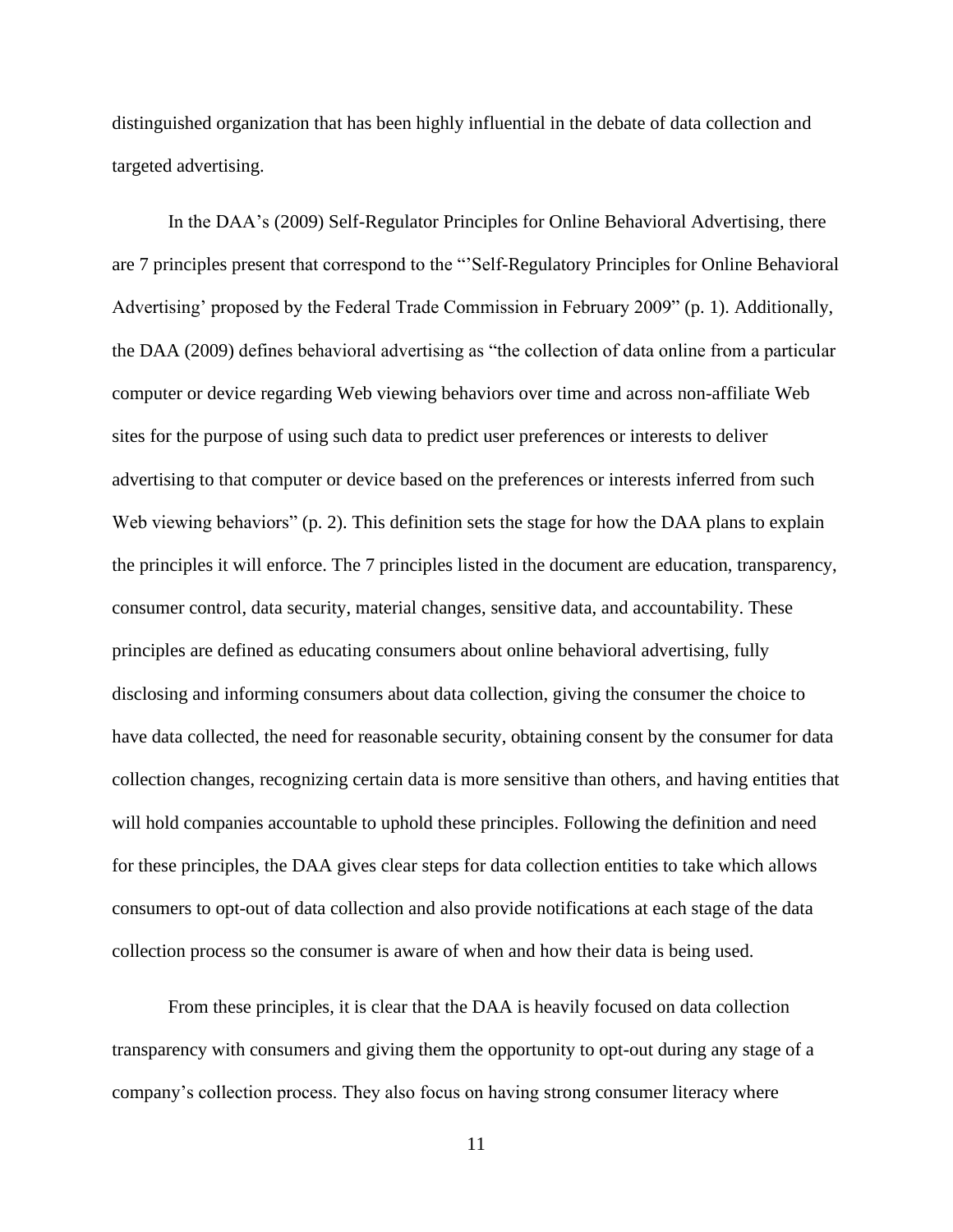distinguished organization that has been highly influential in the debate of data collection and targeted advertising.

In the DAA's (2009) Self-Regulator Principles for Online Behavioral Advertising, there are 7 principles present that correspond to the "'Self-Regulatory Principles for Online Behavioral Advertising' proposed by the Federal Trade Commission in February 2009" (p. 1). Additionally, the DAA (2009) defines behavioral advertising as "the collection of data online from a particular computer or device regarding Web viewing behaviors over time and across non-affiliate Web sites for the purpose of using such data to predict user preferences or interests to deliver advertising to that computer or device based on the preferences or interests inferred from such Web viewing behaviors" (p. 2). This definition sets the stage for how the DAA plans to explain the principles it will enforce. The 7 principles listed in the document are education, transparency, consumer control, data security, material changes, sensitive data, and accountability. These principles are defined as educating consumers about online behavioral advertising, fully disclosing and informing consumers about data collection, giving the consumer the choice to have data collected, the need for reasonable security, obtaining consent by the consumer for data collection changes, recognizing certain data is more sensitive than others, and having entities that will hold companies accountable to uphold these principles. Following the definition and need for these principles, the DAA gives clear steps for data collection entities to take which allows consumers to opt-out of data collection and also provide notifications at each stage of the data collection process so the consumer is aware of when and how their data is being used.

From these principles, it is clear that the DAA is heavily focused on data collection transparency with consumers and giving them the opportunity to opt-out during any stage of a company's collection process. They also focus on having strong consumer literacy where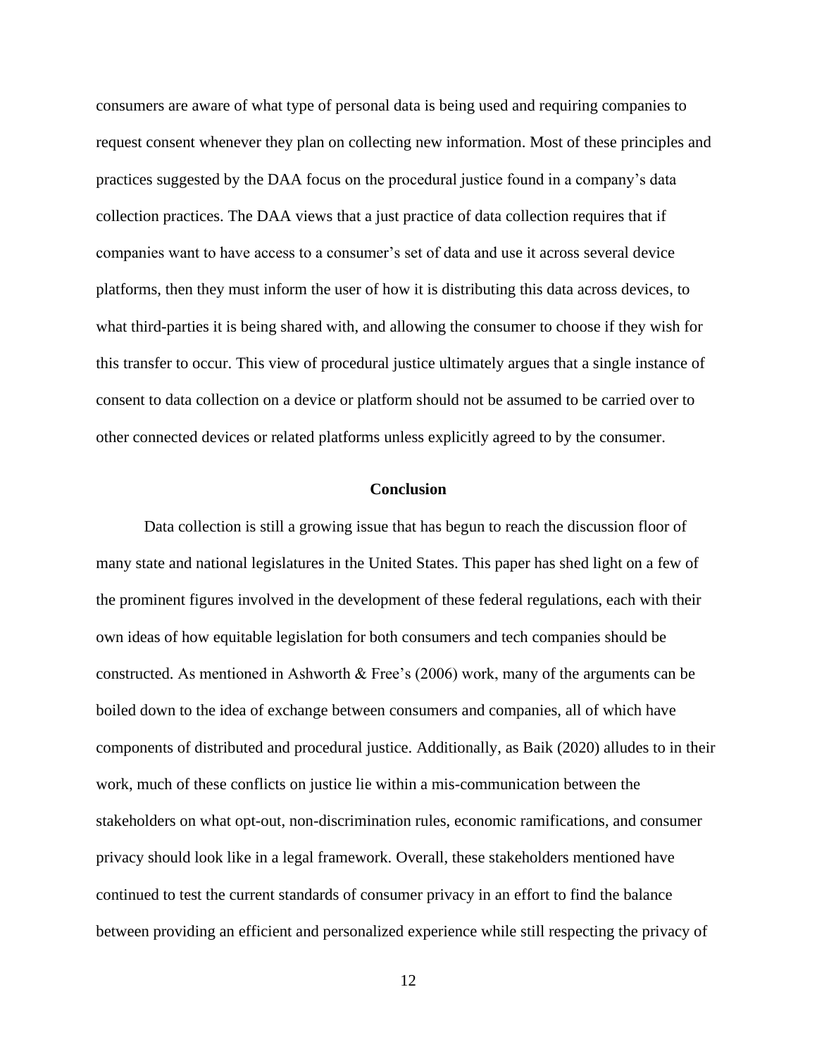consumers are aware of what type of personal data is being used and requiring companies to request consent whenever they plan on collecting new information. Most of these principles and practices suggested by the DAA focus on the procedural justice found in a company's data collection practices. The DAA views that a just practice of data collection requires that if companies want to have access to a consumer's set of data and use it across several device platforms, then they must inform the user of how it is distributing this data across devices, to what third-parties it is being shared with, and allowing the consumer to choose if they wish for this transfer to occur. This view of procedural justice ultimately argues that a single instance of consent to data collection on a device or platform should not be assumed to be carried over to other connected devices or related platforms unless explicitly agreed to by the consumer.

## Conclusion

Data collection is still a growing issue that has begun to reach the discussion floor of many state and national legislatures in the United States. This paper has shed light on a few of the prominent figures involved in the development of these federal regulations, each with their own ideas of how equitable legislation for both consumers and tech companies should be constructed. As mentioned in Ashworth & Free's (2006) work, many of the arguments can be boiled down to the idea of exchange between consumers and companies, all of which have components of distributed and procedural justice. Additionally, as Baik (2020) alludes to in their work, much of these conflicts on justice lie within a mis-communication between the stakeholders on what opt-out, non-discrimination rules, economic ramifications, and consumer privacy should look like in a legal framework. Overall, these stakeholders mentioned have continued to test the current standards of consumer privacy in an effort to find the balance between providing an efficient and personalized experience while still respecting the privacy of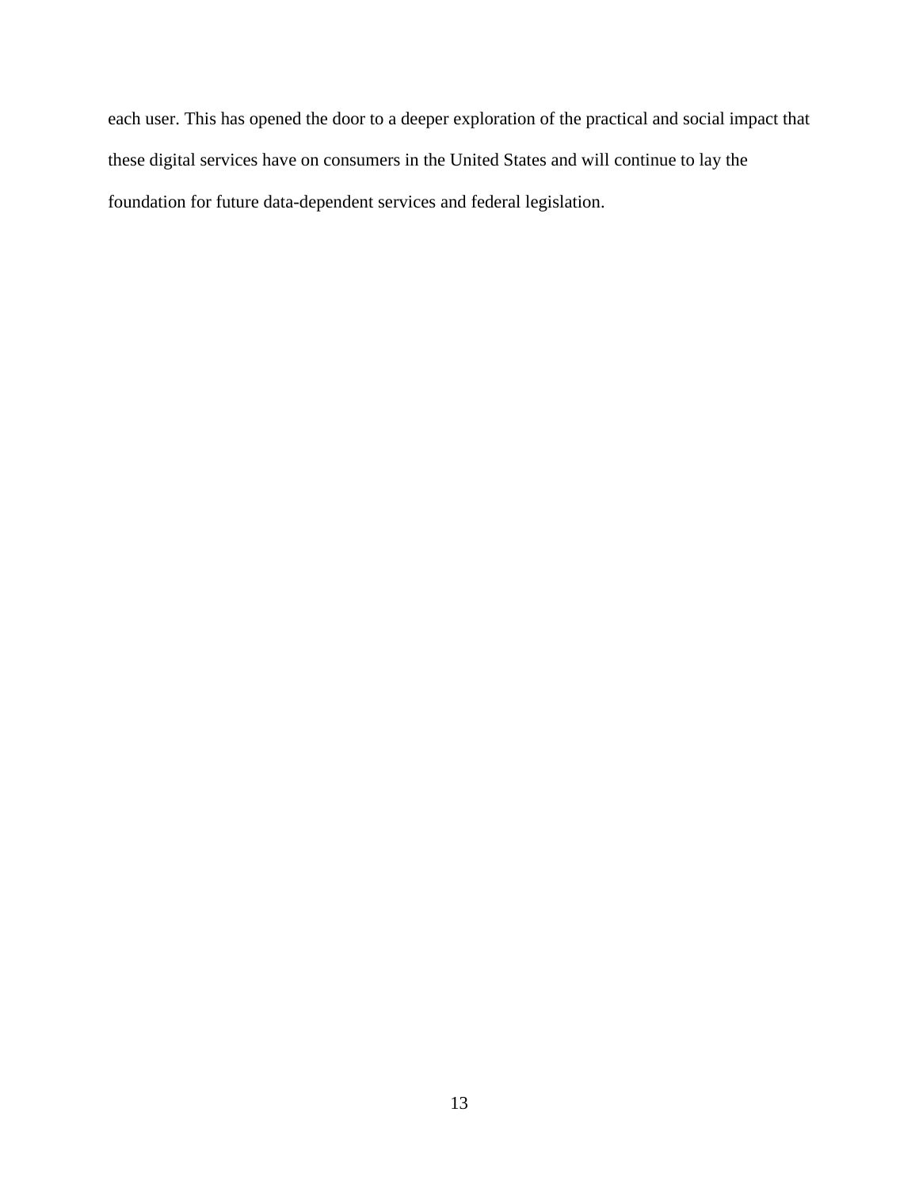each user. This has opened the door to a deeper exploration of the practical and social impact that these digital services have on consumers in the United States and will continue to lay the foundation for future data-dependent services and federal legislation.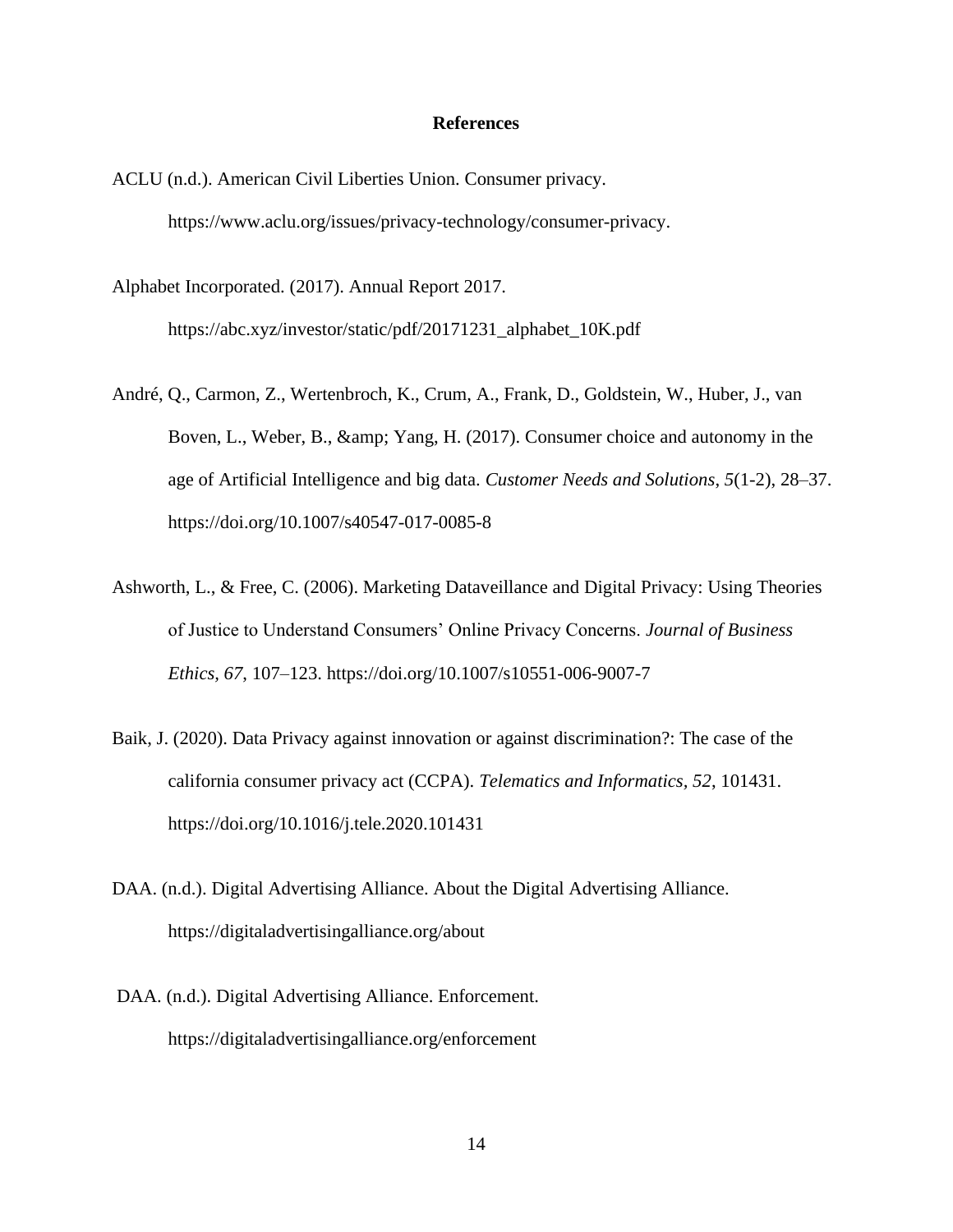# References

ACLU (n.d.). American Civil Liberties Union. Consumer privacy. https://www.aclu.org/issues/privacy-technology/consumer-privacy.

Alphabet Incorporated. (2017). Annual Report 2017. https://abc.xyz/investor/static/pdf/20171231_alphabet_10K.pdf

André, Q., Carmon, Z., Wertenbroch, K., Crum, A., Frank, D., Goldstein, W., Huber, J., van Boven, L., Weber, B., &amp; Yang, H. (2017). Consumer choice and autonomy in the age of Artificial Intelligence and big data. *Customer Needs and Solutions*, *5*(1-2), 28–37. https://doi.org/10.1007/s40547-017-0085-8

Ashworth, L., & Free, C. (2006). Marketing Dataveillance and Digital Privacy: Using Theories of Justice to Understand Consumers' Online Privacy Concerns. *Journal of Business Ethics*, *67*, 107–123. https://doi.org/10.1007/s10551-006-9007-7

Baik, J. (2020). Data Privacy against innovation or against discrimination?: The case of the california consumer privacy act (CCPA). *Telematics and Informatics*, *52*, 101431. https://doi.org/10.1016/j.tele.2020.101431

DAA. (n.d.). Digital Advertising Alliance. About the Digital Advertising Alliance. https://digitaladvertisingalliance.org/about

DAA. (n.d.). Digital Advertising Alliance. Enforcement. https://digitaladvertisingalliance.org/enforcement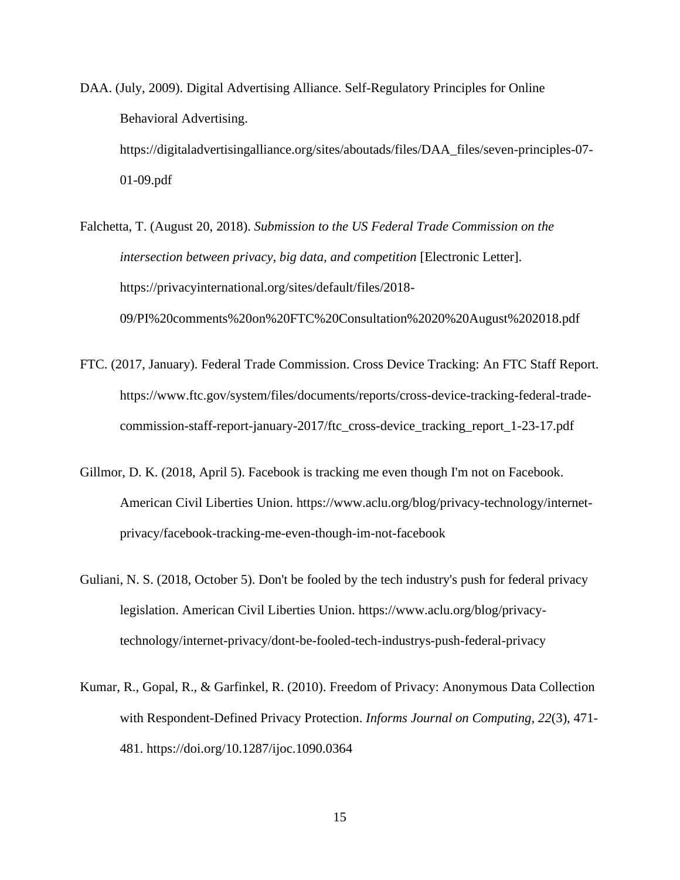DAA. (July, 2009). Digital Advertising Alliance. Self-Regulatory Principles for Online Behavioral Advertising. https://digitaladvertisingalliance.org/sites/aboutads/files/DAA_files/seven-principles-07-01-09.pdf

Falchetta, T. (August 20, 2018). *Submission to the US Federal Trade Commission on the intersection between privacy, big data, and competition* [Electronic Letter]. https://privacyinternational.org/sites/default/files/2018-09/PI%20comments%20on%20FTC%20Consultation%2020%20August%202018.pdf

FTC. (2017, January). Federal Trade Commission. Cross Device Tracking: An FTC Staff Report. https://www.ftc.gov/system/files/documents/reports/cross-device-tracking-federal-trade-commission-staff-report-january-2017/ftc_cross-device_tracking_report_1-23-17.pdf

Gillmor, D. K. (2018, April 5). Facebook is tracking me even though I'm not on Facebook. American Civil Liberties Union. https://www.aclu.org/blog/privacy-technology/internet-privacy/facebook-tracking-me-even-though-im-not-facebook

Guliani, N. S. (2018, October 5). Don't be fooled by the tech industry's push for federal privacy legislation. American Civil Liberties Union. https://www.aclu.org/blog/privacy-technology/internet-privacy/dont-be-fooled-tech-industrys-push-federal-privacy

Kumar, R., Gopal, R., & Garfinkel, R. (2010). Freedom of Privacy: Anonymous Data Collection with Respondent-Defined Privacy Protection. *Informs Journal on Computing, 22*(3), 471-481. https://doi.org/10.1287/ijoc.1090.0364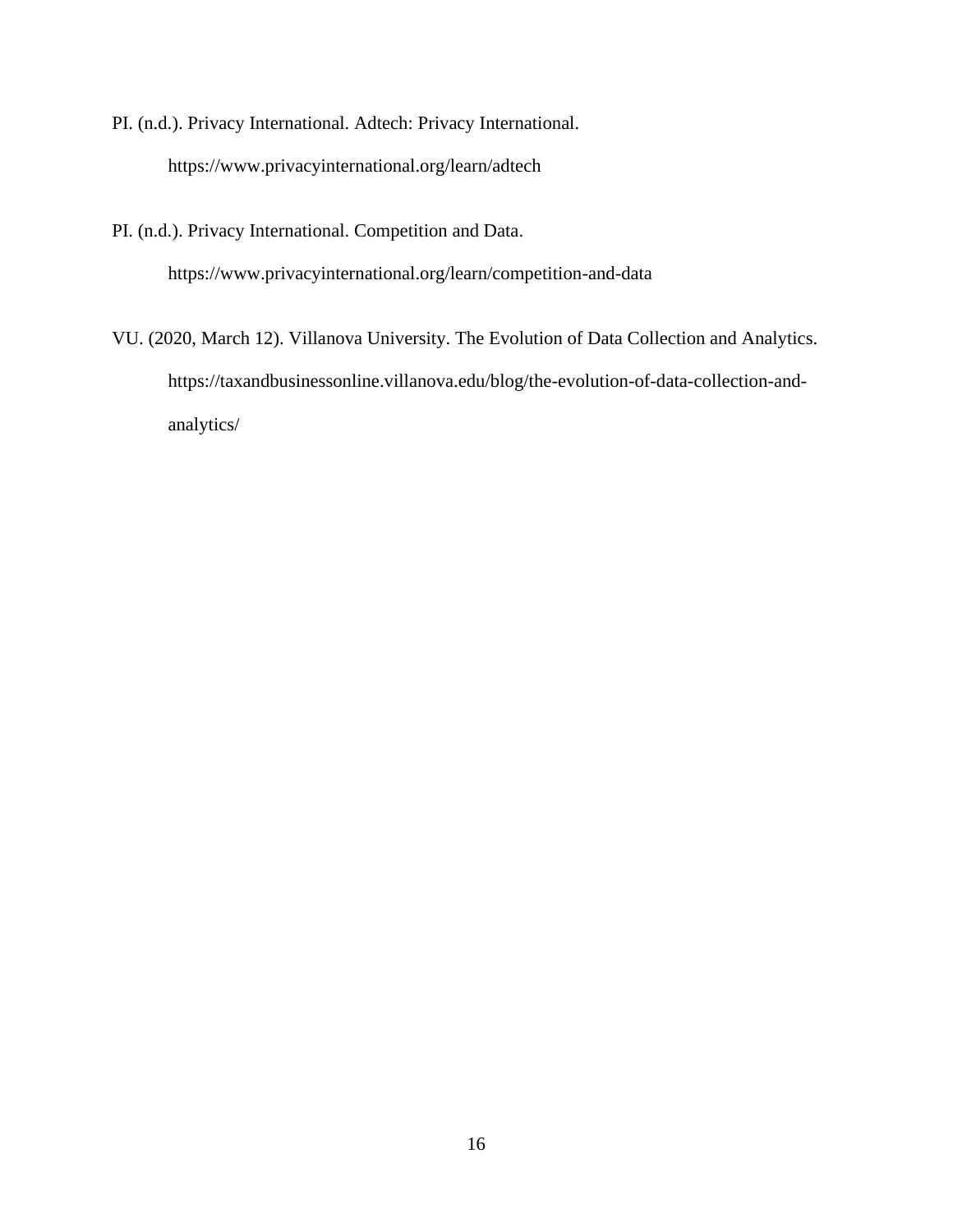PI. (n.d.). Privacy International. Adtech: Privacy International. https://www.privacyinternational.org/learn/adtech

PI. (n.d.). Privacy International. Competition and Data. https://www.privacyinternational.org/learn/competition-and-data

VU. (2020, March 12). Villanova University. The Evolution of Data Collection and Analytics. https://taxandbusinessonline.villanova.edu/blog/the-evolution-of-data-collection-and-analytics/